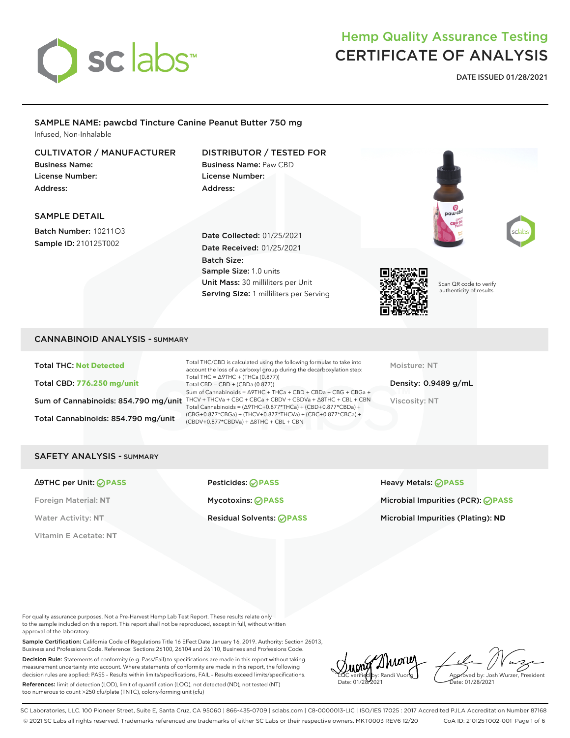# Hemp Quality Assurance Testing
# CERTIFICATE OF ANALYSIS

**DATE ISSUED 01/28/2021**

## SAMPLE NAME: pawcbd Tincture Canine Peanut Butter 750 mg

Infused, Non-Inhalable

### CULTIVATOR / MANUFACTURER

**Business Name:**
**License Number:**
**Address:**

### DISTRIBUTOR / TESTED FOR

**Business Name:** Paw CBD
**License Number:**
**Address:**

### SAMPLE DETAIL

**Batch Number:** 10211O3
**Sample ID:** 210125T002

**Date Collected:** 01/25/2021
**Date Received:** 01/25/2021
**Batch Size:**
**Sample Size:** 1.0 units
**Unit Mass:** 30 milliliters per Unit
**Serving Size:** 1 milliliters per Serving

Scan QR code to verify authenticity of results.

## CANNABINOID ANALYSIS - SUMMARY

**Total THC:** Not Detected

**Total CBD:** 776.250 mg/unit

**Sum of Cannabinoids:** 854.790 mg/unit

**Total Cannabinoids:** 854.790 mg/unit

Total THC/CBD is calculated using the following formulas to take into account the loss of a carboxyl group during the decarboxylation step:
Total THC = Δ9THC + (THCa (0.877))
Total CBD = CBD + (CBDa (0.877))
Sum of Cannabinoids = Δ9THC + THCa + CBD + CBDa + CBG + CBGa + THCV + THCVa + CBC + CBCa + CBDV + CBDVa + Δ8THC + CBL + CBN
Total Cannabinoids = (Δ9THC+0.877*THCa) + (CBD+0.877*CBDa) + (CBG+0.877*CBGa) + (THCV+0.877*THCVa) + (CBC+0.877*CBCa) + (CBDV+0.877*CBDVa) + Δ8THC + CBL + CBN

Moisture: NT

**Density:** 0.9489 g/mL

Viscosity: NT

## SAFETY ANALYSIS - SUMMARY

**Δ9THC per Unit:** PASS
Foreign Material: NT
Water Activity: NT
Vitamin E Acetate: NT

**Pesticides:** PASS
**Mycotoxins:** PASS
**Residual Solvents:** PASS

**Heavy Metals:** PASS
**Microbial Impurities (PCR):** PASS
**Microbial Impurities (Plating):** ND

For quality assurance purposes. Not a Pre-Harvest Hemp Lab Test Report. These results relate only to the sample included on this report. This report shall not be reproduced, except in full, without written approval of the laboratory.

**Sample Certification:** California Code of Regulations Title 16 Effect Date January 16, 2019. Authority: Section 26013, Business and Professions Code. Reference: Sections 26100, 26104 and 26110, Business and Professions Code.

**Decision Rule:** Statements of conformity (e.g. Pass/Fail) to specifications are made in this report without taking measurement uncertainty into account. Where statements of conformity are made in this report, the following decision rules are applied: PASS – Results within limits/specifications, FAIL – Results exceed limits/specifications.

**References:** limit of detection (LOD), limit of quantification (LOQ), not detected (ND), not tested (NT) too numerous to count >250 cfu/plate (TNTC), colony-forming unit (cfu)

LQC verified by: Randi Vuong
Date: 01/28/2021

Approved by: Josh Wurzer, President
Date: 01/28/2021

SC Laboratories, LLC. 100 Pioneer Street, Suite E, Santa Cruz, CA 95060 | 866-435-0709 | sclabs.com | C8-0000013-LIC | ISO/IES 17025 : 2017 Accredited PJLA Accreditation Number 87168
© 2021 SC Labs all rights reserved. Trademarks referenced are trademarks of either SC Labs or their respective owners. MKT0003 REV6 12/20 CoA ID: 210125T002-001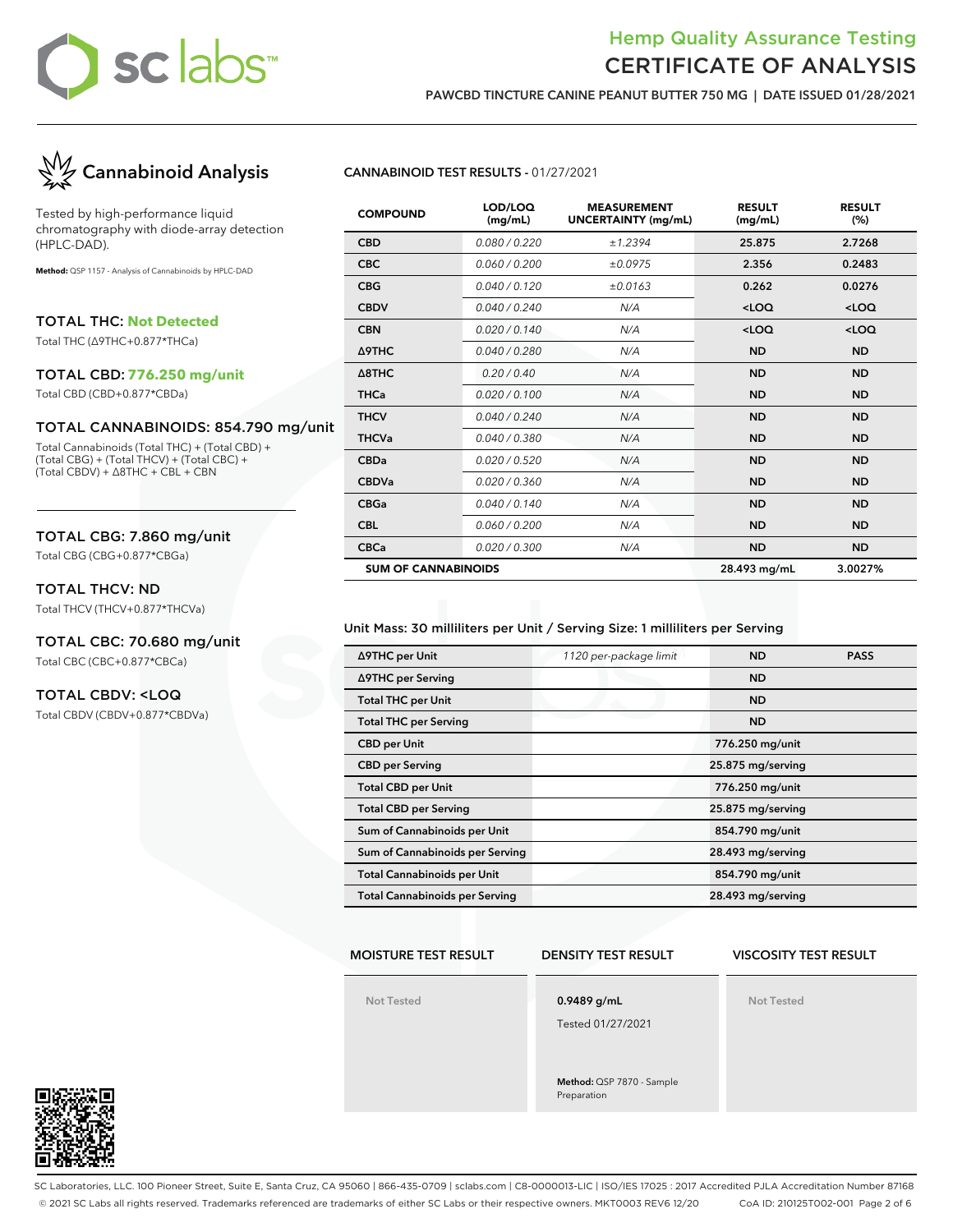# Hemp Quality Assurance Testing
# CERTIFICATE OF ANALYSIS

**PAWCBD TINCTURE CANINE PEANUT BUTTER 750 MG | DATE ISSUED 01/28/2021**

## Cannabinoid Analysis

Tested by high-performance liquid chromatography with diode-array detection (HPLC-DAD).

**Method:** QSP 1157 - Analysis of Cannabinoids by HPLC-DAD

**TOTAL THC: Not Detected**
Total THC (Δ9THC+0.877*THCa)

**TOTAL CBD: 776.250 mg/unit**
Total CBD (CBD+0.877*CBDa)

**TOTAL CANNABINOIDS: 854.790 mg/unit**
Total Cannabinoids (Total THC) + (Total CBD) + (Total CBG) + (Total THCV) + (Total CBC) + (Total CBDV) + Δ8THC + CBL + CBN

**TOTAL CBG: 7.860 mg/unit**
Total CBG (CBG+0.877*CBGa)

**TOTAL THCV: ND**
Total THCV (THCV+0.877*THCVa)

**TOTAL CBC: 70.680 mg/unit**
Total CBC (CBC+0.877*CBCa)

**TOTAL CBDV: <LOQ**
Total CBDV (CBDV+0.877*CBDVa)

### CANNABINOID TEST RESULTS - 01/27/2021

| COMPOUND | LOD/LOQ (mg/mL) | MEASUREMENT UNCERTAINTY (mg/mL) | RESULT (mg/mL) | RESULT (%) |
|---|---|---|---|---|
| CBD | 0.080 / 0.220 | ±1.2394 | 25.875 | 2.7268 |
| CBC | 0.060 / 0.200 | ±0.0975 | 2.356 | 0.2483 |
| CBG | 0.040 / 0.120 | ±0.0163 | 0.262 | 0.0276 |
| CBDV | 0.040 / 0.240 | N/A | <LOQ | <LOQ |
| CBN | 0.020 / 0.140 | N/A | <LOQ | <LOQ |
| Δ9THC | 0.040 / 0.280 | N/A | ND | ND |
| Δ8THC | 0.20 / 0.40 | N/A | ND | ND |
| THCa | 0.020 / 0.100 | N/A | ND | ND |
| THCV | 0.040 / 0.240 | N/A | ND | ND |
| THCVa | 0.040 / 0.380 | N/A | ND | ND |
| CBDa | 0.020 / 0.520 | N/A | ND | ND |
| CBDVa | 0.020 / 0.360 | N/A | ND | ND |
| CBGa | 0.040 / 0.140 | N/A | ND | ND |
| CBL | 0.060 / 0.200 | N/A | ND | ND |
| CBCa | 0.020 / 0.300 | N/A | ND | ND |
| **SUM OF CANNABINOIDS** | | | 28.493 mg/mL | 3.0027% |

Unit Mass: 30 milliliters per Unit / Serving Size: 1 milliliters per Serving

| | | | |
|---|---|---|---|
| Δ9THC per Unit | 1120 per-package limit | ND | PASS |
| Δ9THC per Serving | | ND | |
| Total THC per Unit | | ND | |
| Total THC per Serving | | ND | |
| CBD per Unit | | 776.250 mg/unit | |
| CBD per Serving | | 25.875 mg/serving | |
| Total CBD per Unit | | 776.250 mg/unit | |
| Total CBD per Serving | | 25.875 mg/serving | |
| Sum of Cannabinoids per Unit | | 854.790 mg/unit | |
| Sum of Cannabinoids per Serving | | 28.493 mg/serving | |
| Total Cannabinoids per Unit | | 854.790 mg/unit | |
| Total Cannabinoids per Serving | | 28.493 mg/serving | |

| MOISTURE TEST RESULT | DENSITY TEST RESULT | VISCOSITY TEST RESULT |
|---|---|---|
| Not Tested | **0.9489 g/mL**<br>Tested 01/27/2021<br>**Method:** QSP 7870 - Sample Preparation | Not Tested |

SC Laboratories, LLC. 100 Pioneer Street, Suite E, Santa Cruz, CA 95060 | 866-435-0709 | sclabs.com | C8-0000013-LIC | ISO/IES 17025 : 2017 Accredited PJLA Accreditation Number 87168
© 2021 SC Labs all rights reserved. Trademarks referenced are trademarks of either SC Labs or their respective owners. MKT0003 REV6 12/20 CoA ID: 210125T002-001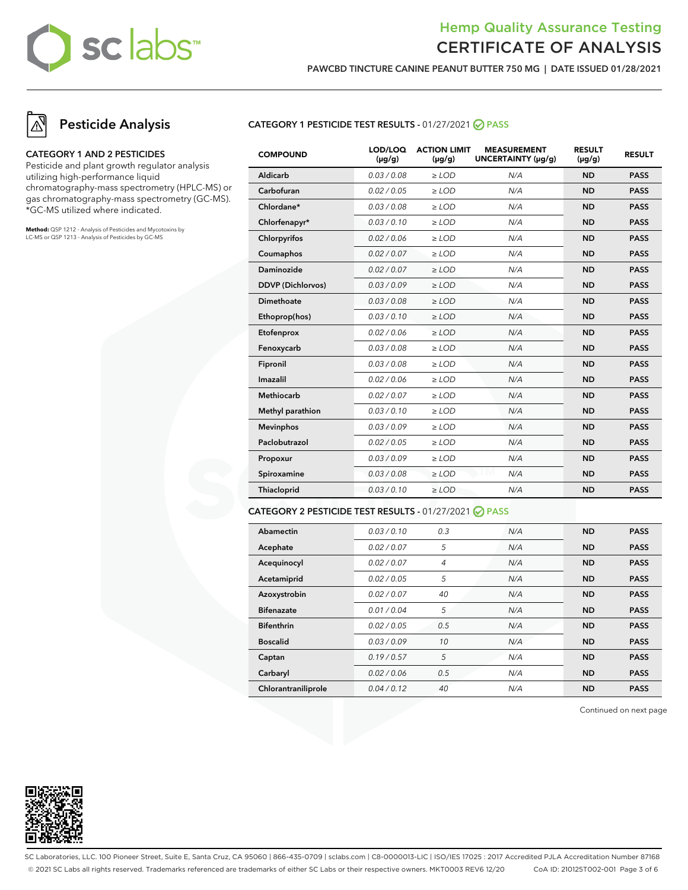# Hemp Quality Assurance Testing
# CERTIFICATE OF ANALYSIS

**PAWCBD TINCTURE CANINE PEANUT BUTTER 750 MG | DATE ISSUED 01/28/2021**

## Pesticide Analysis

### CATEGORY 1 AND 2 PESTICIDES

Pesticide and plant growth regulator analysis utilizing high-performance liquid chromatography-mass spectrometry (HPLC-MS) or gas chromatography-mass spectrometry (GC-MS). *GC-MS utilized where indicated.

**Method:** QSP 1212 - Analysis of Pesticides and Mycotoxins by LC-MS or QSP 1213 - Analysis of Pesticides by GC-MS

### CATEGORY 1 PESTICIDE TEST RESULTS - 01/27/2021 PASS

| COMPOUND | LOD/LOQ (µg/g) | ACTION LIMIT (µg/g) | MEASUREMENT UNCERTAINTY (µg/g) | RESULT (µg/g) | RESULT |
|---|---|---|---|---|---|
| Aldicarb | 0.03 / 0.08 | ≥ LOD | N/A | ND | PASS |
| Carbofuran | 0.02 / 0.05 | ≥ LOD | N/A | ND | PASS |
| Chlordane* | 0.03 / 0.08 | ≥ LOD | N/A | ND | PASS |
| Chlorfenapyr* | 0.03 / 0.10 | ≥ LOD | N/A | ND | PASS |
| Chlorpyrifos | 0.02 / 0.06 | ≥ LOD | N/A | ND | PASS |
| Coumaphos | 0.02 / 0.07 | ≥ LOD | N/A | ND | PASS |
| Daminozide | 0.02 / 0.07 | ≥ LOD | N/A | ND | PASS |
| DDVP (Dichlorvos) | 0.03 / 0.09 | ≥ LOD | N/A | ND | PASS |
| Dimethoate | 0.03 / 0.08 | ≥ LOD | N/A | ND | PASS |
| Ethoprop(hos) | 0.03 / 0.10 | ≥ LOD | N/A | ND | PASS |
| Etofenprox | 0.02 / 0.06 | ≥ LOD | N/A | ND | PASS |
| Fenoxycarb | 0.03 / 0.08 | ≥ LOD | N/A | ND | PASS |
| Fipronil | 0.03 / 0.08 | ≥ LOD | N/A | ND | PASS |
| Imazalil | 0.02 / 0.06 | ≥ LOD | N/A | ND | PASS |
| Methiocarb | 0.02 / 0.07 | ≥ LOD | N/A | ND | PASS |
| Methyl parathion | 0.03 / 0.10 | ≥ LOD | N/A | ND | PASS |
| Mevinphos | 0.03 / 0.09 | ≥ LOD | N/A | ND | PASS |
| Paclobutrazol | 0.02 / 0.05 | ≥ LOD | N/A | ND | PASS |
| Propoxur | 0.03 / 0.09 | ≥ LOD | N/A | ND | PASS |
| Spiroxamine | 0.03 / 0.08 | ≥ LOD | N/A | ND | PASS |
| Thiacloprid | 0.03 / 0.10 | ≥ LOD | N/A | ND | PASS |

### CATEGORY 2 PESTICIDE TEST RESULTS - 01/27/2021 PASS

| COMPOUND | LOD/LOQ (µg/g) | ACTION LIMIT (µg/g) | MEASUREMENT UNCERTAINTY (µg/g) | RESULT (µg/g) | RESULT |
|---|---|---|---|---|---|
| Abamectin | 0.03 / 0.10 | 0.3 | N/A | ND | PASS |
| Acephate | 0.02 / 0.07 | 5 | N/A | ND | PASS |
| Acequinocyl | 0.02 / 0.07 | 4 | N/A | ND | PASS |
| Acetamiprid | 0.02 / 0.05 | 5 | N/A | ND | PASS |
| Azoxystrobin | 0.02 / 0.07 | 40 | N/A | ND | PASS |
| Bifenazate | 0.01 / 0.04 | 5 | N/A | ND | PASS |
| Bifenthrin | 0.02 / 0.05 | 0.5 | N/A | ND | PASS |
| Boscalid | 0.03 / 0.09 | 10 | N/A | ND | PASS |
| Captan | 0.19 / 0.57 | 5 | N/A | ND | PASS |
| Carbaryl | 0.02 / 0.06 | 0.5 | N/A | ND | PASS |
| Chlorantraniliprole | 0.04 / 0.12 | 40 | N/A | ND | PASS |

Continued on next page

SC Laboratories, LLC. 100 Pioneer Street, Suite E, Santa Cruz, CA 95060 | 866-435-0709 | sclabs.com | C8-0000013-LIC | ISO/IES 17025 : 2017 Accredited PJLA Accreditation Number 87168
© 2021 SC Labs all rights reserved. Trademarks referenced are trademarks of either SC Labs or their respective owners. MKT0003 REV6 12/20 CoA ID: 210125T002-001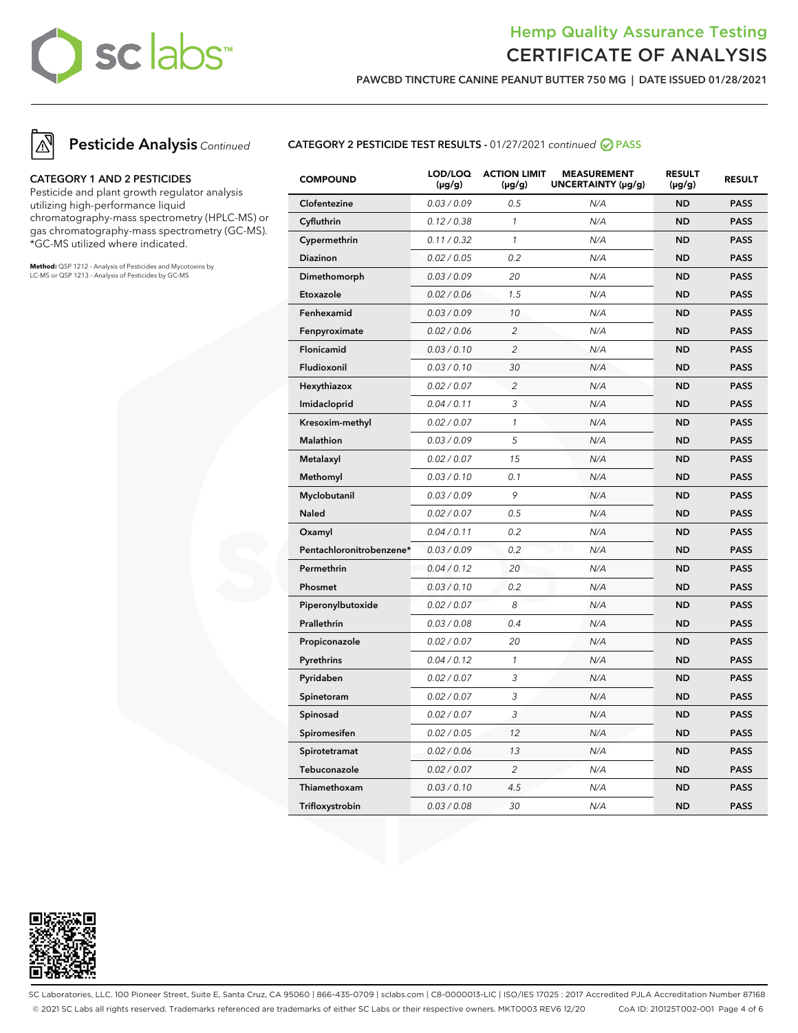# Hemp Quality Assurance Testing
# CERTIFICATE OF ANALYSIS

**PAWCBD TINCTURE CANINE PEANUT BUTTER 750 MG | DATE ISSUED 01/28/2021**

## Pesticide Analysis *Continued*

### CATEGORY 1 AND 2 PESTICIDES

Pesticide and plant growth regulator analysis utilizing high-performance liquid chromatography-mass spectrometry (HPLC-MS) or gas chromatography-mass spectrometry (GC-MS). *GC-MS utilized where indicated.

**Method:** QSP 1212 - Analysis of Pesticides and Mycotoxins by LC-MS or QSP 1213 - Analysis of Pesticides by GC-MS

### CATEGORY 2 PESTICIDE TEST RESULTS - 01/27/2021 *continued* PASS

| COMPOUND | LOD/LOQ (µg/g) | ACTION LIMIT (µg/g) | MEASUREMENT UNCERTAINTY (µg/g) | RESULT (µg/g) | RESULT |
|---|---|---|---|---|---|
| Clofentezine | 0.03 / 0.09 | 0.5 | N/A | ND | PASS |
| Cyfluthrin | 0.12 / 0.38 | 1 | N/A | ND | PASS |
| Cypermethrin | 0.11 / 0.32 | 1 | N/A | ND | PASS |
| Diazinon | 0.02 / 0.05 | 0.2 | N/A | ND | PASS |
| Dimethomorph | 0.03 / 0.09 | 20 | N/A | ND | PASS |
| Etoxazole | 0.02 / 0.06 | 1.5 | N/A | ND | PASS |
| Fenhexamid | 0.03 / 0.09 | 10 | N/A | ND | PASS |
| Fenpyroximate | 0.02 / 0.06 | 2 | N/A | ND | PASS |
| Flonicamid | 0.03 / 0.10 | 2 | N/A | ND | PASS |
| Fludioxonil | 0.03 / 0.10 | 30 | N/A | ND | PASS |
| Hexythiazox | 0.02 / 0.07 | 2 | N/A | ND | PASS |
| Imidacloprid | 0.04 / 0.11 | 3 | N/A | ND | PASS |
| Kresoxim-methyl | 0.02 / 0.07 | 1 | N/A | ND | PASS |
| Malathion | 0.03 / 0.09 | 5 | N/A | ND | PASS |
| Metalaxyl | 0.02 / 0.07 | 15 | N/A | ND | PASS |
| Methomyl | 0.03 / 0.10 | 0.1 | N/A | ND | PASS |
| Myclobutanil | 0.03 / 0.09 | 9 | N/A | ND | PASS |
| Naled | 0.02 / 0.07 | 0.5 | N/A | ND | PASS |
| Oxamyl | 0.04 / 0.11 | 0.2 | N/A | ND | PASS |
| Pentachloronitrobenzene* | 0.03 / 0.09 | 0.2 | N/A | ND | PASS |
| Permethrin | 0.04 / 0.12 | 20 | N/A | ND | PASS |
| Phosmet | 0.03 / 0.10 | 0.2 | N/A | ND | PASS |
| Piperonylbutoxide | 0.02 / 0.07 | 8 | N/A | ND | PASS |
| Prallethrin | 0.03 / 0.08 | 0.4 | N/A | ND | PASS |
| Propiconazole | 0.02 / 0.07 | 20 | N/A | ND | PASS |
| Pyrethrins | 0.04 / 0.12 | 1 | N/A | ND | PASS |
| Pyridaben | 0.02 / 0.07 | 3 | N/A | ND | PASS |
| Spinetoram | 0.02 / 0.07 | 3 | N/A | ND | PASS |
| Spinosad | 0.02 / 0.07 | 3 | N/A | ND | PASS |
| Spiromesifen | 0.02 / 0.05 | 12 | N/A | ND | PASS |
| Spirotetramat | 0.02 / 0.06 | 13 | N/A | ND | PASS |
| Tebuconazole | 0.02 / 0.07 | 2 | N/A | ND | PASS |
| Thiamethoxam | 0.03 / 0.10 | 4.5 | N/A | ND | PASS |
| Trifloxystrobin | 0.03 / 0.08 | 30 | N/A | ND | PASS |

SC Laboratories, LLC. 100 Pioneer Street, Suite E, Santa Cruz, CA 95060 | 866-435-0709 | sclabs.com | C8-0000013-LIC | ISO/IES 17025 : 2017 Accredited PJLA Accreditation Number 87168
© 2021 SC Labs all rights reserved. Trademarks referenced are trademarks of either SC Labs or their respective owners. MKT0003 REV6 12/20 CoA ID: 210125T002-001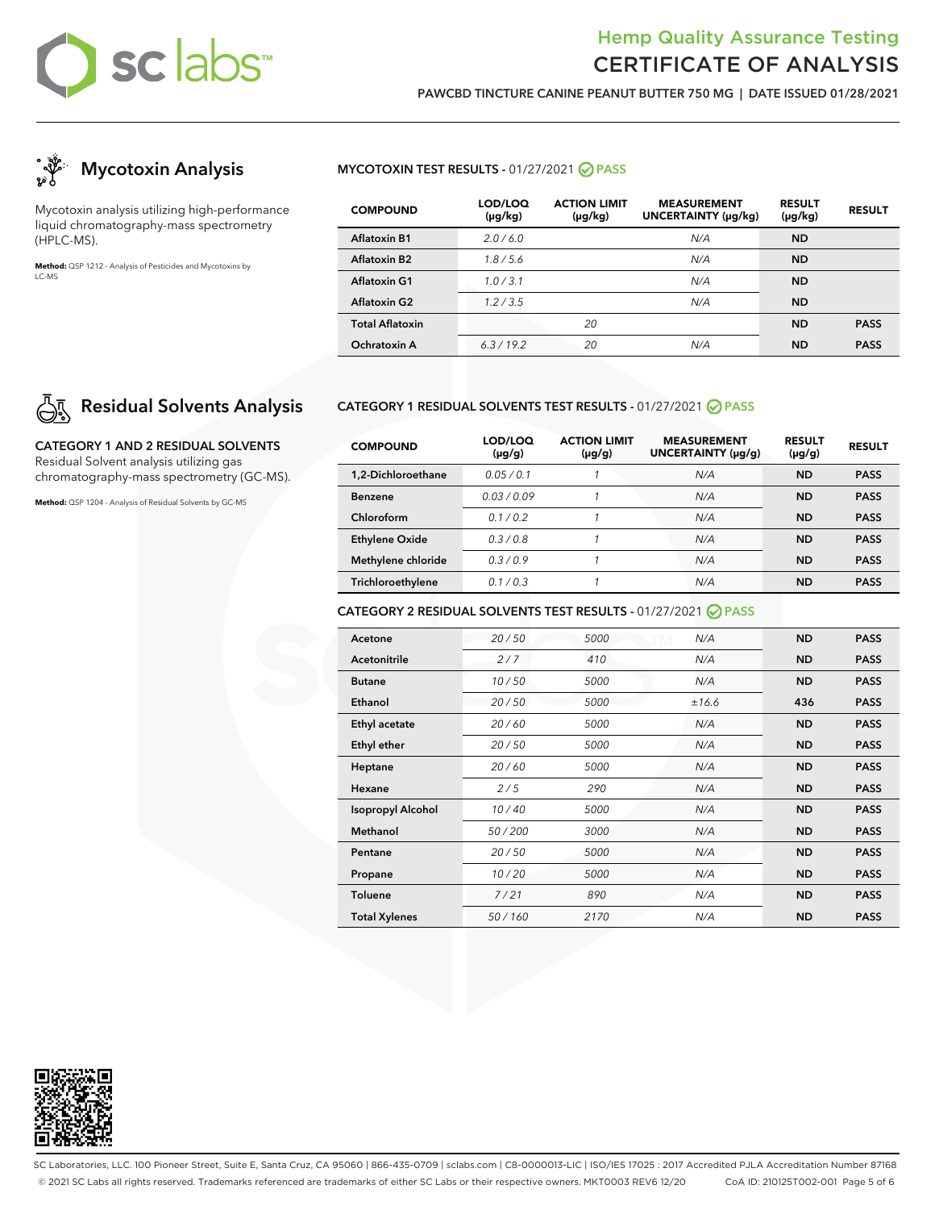# Hemp Quality Assurance Testing
# CERTIFICATE OF ANALYSIS

**PAWCBD TINCTURE CANINE PEANUT BUTTER 750 MG | DATE ISSUED 01/28/2021**

## Mycotoxin Analysis

Mycotoxin analysis utilizing high-performance liquid chromatography-mass spectrometry (HPLC-MS).

**Method:** QSP 1212 - Analysis of Pesticides and Mycotoxins by LC-MS

### MYCOTOXIN TEST RESULTS - 01/27/2021 PASS

| COMPOUND | LOD/LOQ (µg/kg) | ACTION LIMIT (µg/kg) | MEASUREMENT UNCERTAINTY (µg/kg) | RESULT (µg/kg) | RESULT |
|---|---|---|---|---|---|
| Aflatoxin B1 | 2.0 / 6.0 | | N/A | ND | |
| Aflatoxin B2 | 1.8 / 5.6 | | N/A | ND | |
| Aflatoxin G1 | 1.0 / 3.1 | | N/A | ND | |
| Aflatoxin G2 | 1.2 / 3.5 | | N/A | ND | |
| Total Aflatoxin | | 20 | | ND | PASS |
| Ochratoxin A | 6.3 / 19.2 | 20 | N/A | ND | PASS |

## Residual Solvents Analysis

**CATEGORY 1 AND 2 RESIDUAL SOLVENTS**

Residual Solvent analysis utilizing gas chromatography-mass spectrometry (GC-MS).

**Method:** QSP 1204 - Analysis of Residual Solvents by GC-MS

### CATEGORY 1 RESIDUAL SOLVENTS TEST RESULTS - 01/27/2021 PASS

| COMPOUND | LOD/LOQ (µg/g) | ACTION LIMIT (µg/g) | MEASUREMENT UNCERTAINTY (µg/g) | RESULT (µg/g) | RESULT |
|---|---|---|---|---|---|
| 1,2-Dichloroethane | 0.05 / 0.1 | 1 | N/A | ND | PASS |
| Benzene | 0.03 / 0.09 | 1 | N/A | ND | PASS |
| Chloroform | 0.1 / 0.2 | 1 | N/A | ND | PASS |
| Ethylene Oxide | 0.3 / 0.8 | 1 | N/A | ND | PASS |
| Methylene chloride | 0.3 / 0.9 | 1 | N/A | ND | PASS |
| Trichloroethylene | 0.1 / 0.3 | 1 | N/A | ND | PASS |

### CATEGORY 2 RESIDUAL SOLVENTS TEST RESULTS - 01/27/2021 PASS

| COMPOUND | LOD/LOQ (µg/g) | ACTION LIMIT (µg/g) | MEASUREMENT UNCERTAINTY (µg/g) | RESULT (µg/g) | RESULT |
|---|---|---|---|---|---|
| Acetone | 20 / 50 | 5000 | N/A | ND | PASS |
| Acetonitrile | 2 / 7 | 410 | N/A | ND | PASS |
| Butane | 10 / 50 | 5000 | N/A | ND | PASS |
| Ethanol | 20 / 50 | 5000 | ±16.6 | 436 | PASS |
| Ethyl acetate | 20 / 60 | 5000 | N/A | ND | PASS |
| Ethyl ether | 20 / 50 | 5000 | N/A | ND | PASS |
| Heptane | 20 / 60 | 5000 | N/A | ND | PASS |
| Hexane | 2 / 5 | 290 | N/A | ND | PASS |
| Isopropyl Alcohol | 10 / 40 | 5000 | N/A | ND | PASS |
| Methanol | 50 / 200 | 3000 | N/A | ND | PASS |
| Pentane | 20 / 50 | 5000 | N/A | ND | PASS |
| Propane | 10 / 20 | 5000 | N/A | ND | PASS |
| Toluene | 7 / 21 | 890 | N/A | ND | PASS |
| Total Xylenes | 50 / 160 | 2170 | N/A | ND | PASS |

SC Laboratories, LLC. 100 Pioneer Street, Suite E, Santa Cruz, CA 95060 | 866-435-0709 | sclabs.com | C8-0000013-LIC | ISO/IES 17025 : 2017 Accredited PJLA Accreditation Number 87168

© 2021 SC Labs all rights reserved. Trademarks referenced are trademarks of either SC Labs or their respective owners. MKT0003 REV6 12/20 CoA ID: 210125T002-001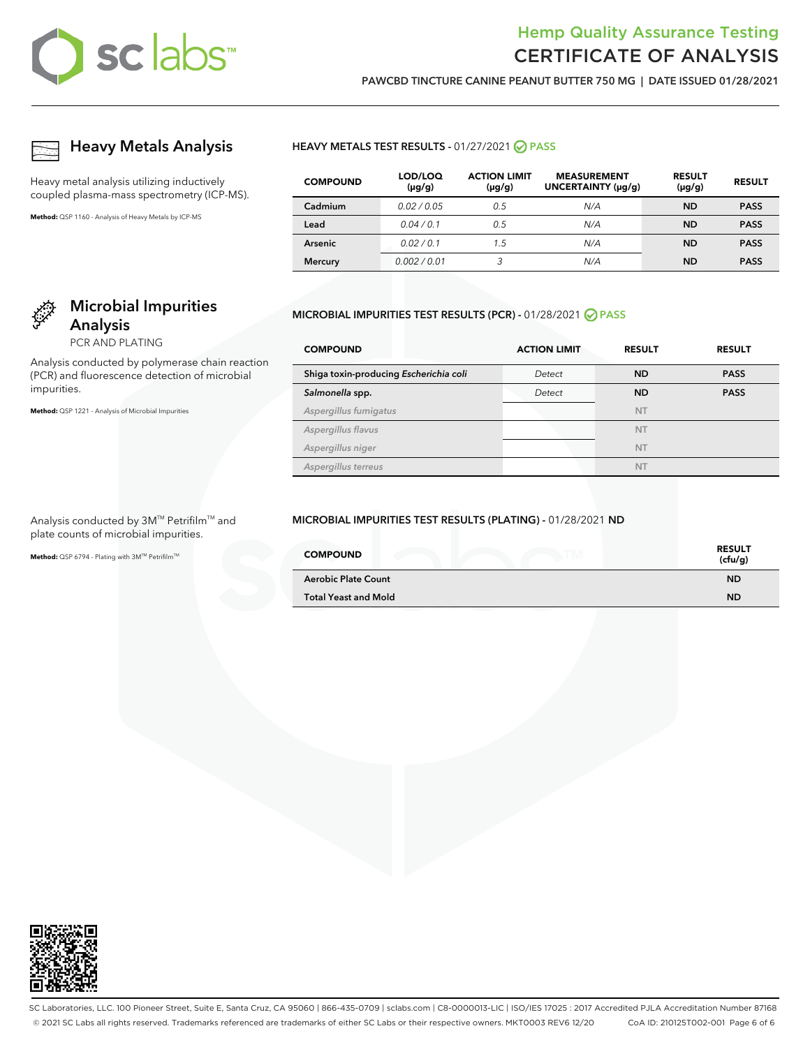# Hemp Quality Assurance Testing
# CERTIFICATE OF ANALYSIS

**PAWCBD TINCTURE CANINE PEANUT BUTTER 750 MG | DATE ISSUED 01/28/2021**

## Heavy Metals Analysis

Heavy metal analysis utilizing inductively coupled plasma-mass spectrometry (ICP-MS).

**Method:** QSP 1160 - Analysis of Heavy Metals by ICP-MS

### HEAVY METALS TEST RESULTS - 01/27/2021 PASS

| COMPOUND | LOD/LOQ (μg/g) | ACTION LIMIT (μg/g) | MEASUREMENT UNCERTAINTY (μg/g) | RESULT (μg/g) | RESULT |
|---|---|---|---|---|---|
| Cadmium | 0.02 / 0.05 | 0.5 | N/A | ND | PASS |
| Lead | 0.04 / 0.1 | 0.5 | N/A | ND | PASS |
| Arsenic | 0.02 / 0.1 | 1.5 | N/A | ND | PASS |
| Mercury | 0.002 / 0.01 | 3 | N/A | ND | PASS |

## Microbial Impurities Analysis

PCR AND PLATING

Analysis conducted by polymerase chain reaction (PCR) and fluorescence detection of microbial impurities.

**Method:** QSP 1221 - Analysis of Microbial Impurities

### MICROBIAL IMPURITIES TEST RESULTS (PCR) - 01/28/2021 PASS

| COMPOUND | ACTION LIMIT | RESULT | RESULT |
|---|---|---|---|
| Shiga toxin-producing *Escherichia coli* | Detect | ND | PASS |
| *Salmonella* spp. | Detect | ND | PASS |
| *Aspergillus fumigatus* | | NT | |
| *Aspergillus flavus* | | NT | |
| *Aspergillus niger* | | NT | |
| *Aspergillus terreus* | | NT | |

Analysis conducted by 3M™ Petrifilm™ and plate counts of microbial impurities.

**Method:** QSP 6794 - Plating with 3M™ Petrifilm™

### MICROBIAL IMPURITIES TEST RESULTS (PLATING) - 01/28/2021 ND

| COMPOUND | RESULT (cfu/g) |
|---|---|
| Aerobic Plate Count | ND |
| Total Yeast and Mold | ND |

SC Laboratories, LLC. 100 Pioneer Street, Suite E, Santa Cruz, CA 95060 | 866-435-0709 | sclabs.com | C8-0000013-LIC | ISO/IES 17025 : 2017 Accredited PJLA Accreditation Number 87168

© 2021 SC Labs all rights reserved. Trademarks referenced are trademarks of either SC Labs or their respective owners. MKT0003 REV6 12/20 CoA ID: 210125T002-001